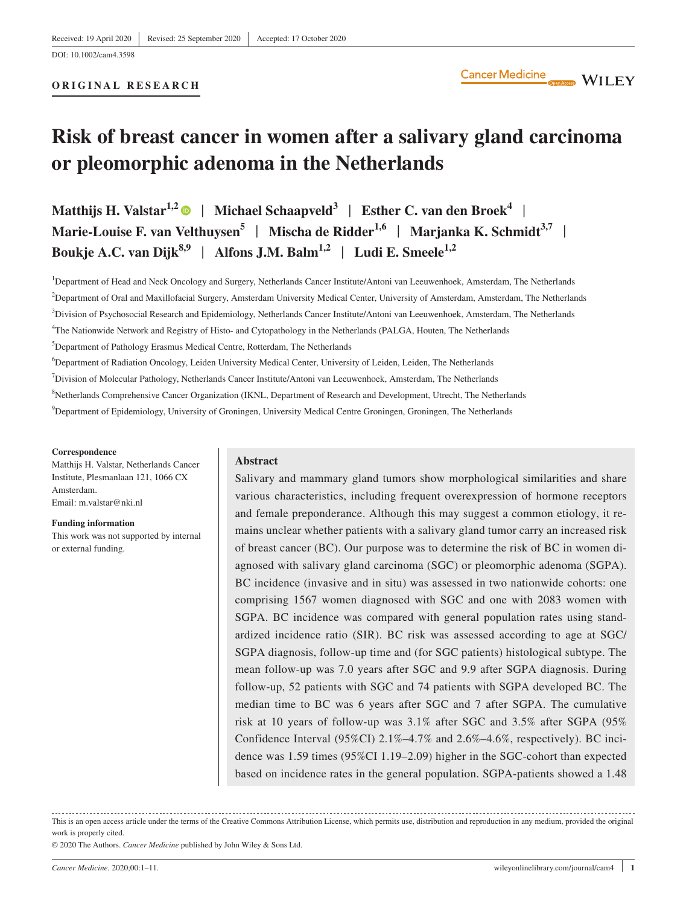Received: 19 April 2020 | Revised: 25 September 2020 | Accepted: 17 October 2020

DOI: 10.1002/cam4.3598

**ORIGINAL RESEARCH**

# Risk of breast cancer in women after a salivary gland carcinoma or pleomorphic adenoma in the Netherlands

**Matthijs H. Valstar[1,2] | Michael Schaapveld[3] | Esther C. van den Broek[4] | Marie-Louise F. van Velthuysen[5] | Mischa de Ridder[1,6] | Marjanka K. Schmidt[3,7] | Boukje A.C. van Dijk[8,9] | Alfons J.M. Balm[1,2] | Ludi E. Smeele[1,2]**

[1]Department of Head and Neck Oncology and Surgery, Netherlands Cancer Institute/Antoni van Leeuwenhoek, Amsterdam, The Netherlands

[2]Department of Oral and Maxillofacial Surgery, Amsterdam University Medical Center, University of Amsterdam, Amsterdam, The Netherlands

[3]Division of Psychosocial Research and Epidemiology, Netherlands Cancer Institute/Antoni van Leeuwenhoek, Amsterdam, The Netherlands

[4]The Nationwide Network and Registry of Histo- and Cytopathology in the Netherlands (PALGA, Houten, The Netherlands

[5]Department of Pathology Erasmus Medical Centre, Rotterdam, The Netherlands

[6]Department of Radiation Oncology, Leiden University Medical Center, University of Leiden, Leiden, The Netherlands

[7]Division of Molecular Pathology, Netherlands Cancer Institute/Antoni van Leeuwenhoek, Amsterdam, The Netherlands

[8]Netherlands Comprehensive Cancer Organization (IKNL, Department of Research and Development, Utrecht, The Netherlands

[9]Department of Epidemiology, University of Groningen, University Medical Centre Groningen, Groningen, The Netherlands

**Correspondence**
Matthijs H. Valstar, Netherlands Cancer Institute, Plesmanlaan 121, 1066 CX Amsterdam.
Email: m.valstar@nki.nl

**Funding information**
This work was not supported by internal or external funding.

## Abstract

Salivary and mammary gland tumors show morphological similarities and share various characteristics, including frequent overexpression of hormone receptors and female preponderance. Although this may suggest a common etiology, it remains unclear whether patients with a salivary gland tumor carry an increased risk of breast cancer (BC). Our purpose was to determine the risk of BC in women diagnosed with salivary gland carcinoma (SGC) or pleomorphic adenoma (SGPA). BC incidence (invasive and in situ) was assessed in two nationwide cohorts: one comprising 1567 women diagnosed with SGC and one with 2083 women with SGPA. BC incidence was compared with general population rates using standardized incidence ratio (SIR). BC risk was assessed according to age at SGC/SGPA diagnosis, follow-up time and (for SGC patients) histological subtype. The mean follow-up was 7.0 years after SGC and 9.9 after SGPA diagnosis. During follow-up, 52 patients with SGC and 74 patients with SGPA developed BC. The median time to BC was 6 years after SGC and 7 after SGPA. The cumulative risk at 10 years of follow-up was 3.1% after SGC and 3.5% after SGPA (95% Confidence Interval (95%CI) 2.1%–4.7% and 2.6%–4.6%, respectively). BC incidence was 1.59 times (95%CI 1.19–2.09) higher in the SGC-cohort than expected based on incidence rates in the general population. SGPA-patients showed a 1.48

This is an open access article under the terms of the Creative Commons Attribution License, which permits use, distribution and reproduction in any medium, provided the original work is properly cited.

© 2020 The Authors. *Cancer Medicine* published by John Wiley & Sons Ltd.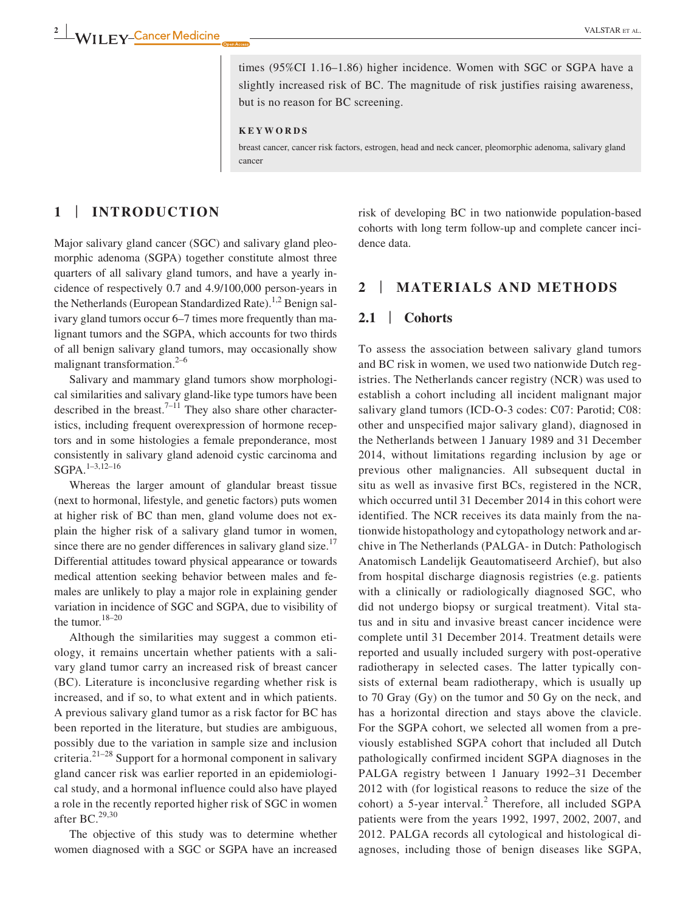times (95%CI 1.16–1.86) higher incidence. Women with SGC or SGPA have a slightly increased risk of BC. The magnitude of risk justifies raising awareness, but is no reason for BC screening.

**KEYWORDS**

breast cancer, cancer risk factors, estrogen, head and neck cancer, pleomorphic adenoma, salivary gland cancer

## 1 | INTRODUCTION

Major salivary gland cancer (SGC) and salivary gland pleomorphic adenoma (SGPA) together constitute almost three quarters of all salivary gland tumors, and have a yearly incidence of respectively 0.7 and 4.9/100,000 person-years in the Netherlands (European Standardized Rate).[1,2] Benign salivary gland tumors occur 6–7 times more frequently than malignant tumors and the SGPA, which accounts for two thirds of all benign salivary gland tumors, may occasionally show malignant transformation.[2–6]

Salivary and mammary gland tumors show morphological similarities and salivary gland-like type tumors have been described in the breast.[7–11] They also share other characteristics, including frequent overexpression of hormone receptors and in some histologies a female preponderance, most consistently in salivary gland adenoid cystic carcinoma and SGPA.[1–3,12–16]

Whereas the larger amount of glandular breast tissue (next to hormonal, lifestyle, and genetic factors) puts women at higher risk of BC than men, gland volume does not explain the higher risk of a salivary gland tumor in women, since there are no gender differences in salivary gland size.[17] Differential attitudes toward physical appearance or towards medical attention seeking behavior between males and females are unlikely to play a major role in explaining gender variation in incidence of SGC and SGPA, due to visibility of the tumor.[18–20]

Although the similarities may suggest a common etiology, it remains uncertain whether patients with a salivary gland tumor carry an increased risk of breast cancer (BC). Literature is inconclusive regarding whether risk is increased, and if so, to what extent and in which patients. A previous salivary gland tumor as a risk factor for BC has been reported in the literature, but studies are ambiguous, possibly due to the variation in sample size and inclusion criteria.[21–28] Support for a hormonal component in salivary gland cancer risk was earlier reported in an epidemiological study, and a hormonal influence could also have played a role in the recently reported higher risk of SGC in women after BC.[29,30]

The objective of this study was to determine whether women diagnosed with a SGC or SGPA have an increased risk of developing BC in two nationwide population-based cohorts with long term follow-up and complete cancer incidence data.

## 2 | MATERIALS AND METHODS

### 2.1 | Cohorts

To assess the association between salivary gland tumors and BC risk in women, we used two nationwide Dutch registries. The Netherlands cancer registry (NCR) was used to establish a cohort including all incident malignant major salivary gland tumors (ICD-O-3 codes: C07: Parotid; C08: other and unspecified major salivary gland), diagnosed in the Netherlands between 1 January 1989 and 31 December 2014, without limitations regarding inclusion by age or previous other malignancies. All subsequent ductal in situ as well as invasive first BCs, registered in the NCR, which occurred until 31 December 2014 in this cohort were identified. The NCR receives its data mainly from the nationwide histopathology and cytopathology network and archive in The Netherlands (PALGA- in Dutch: Pathologisch Anatomisch Landelijk Geautomatiseerd Archief), but also from hospital discharge diagnosis registries (e.g. patients with a clinically or radiologically diagnosed SGC, who did not undergo biopsy or surgical treatment). Vital status and in situ and invasive breast cancer incidence were complete until 31 December 2014. Treatment details were reported and usually included surgery with post-operative radiotherapy in selected cases. The latter typically consists of external beam radiotherapy, which is usually up to 70 Gray (Gy) on the tumor and 50 Gy on the neck, and has a horizontal direction and stays above the clavicle. For the SGPA cohort, we selected all women from a previously established SGPA cohort that included all Dutch pathologically confirmed incident SGPA diagnoses in the PALGA registry between 1 January 1992–31 December 2012 with (for logistical reasons to reduce the size of the cohort) a 5-year interval.[2] Therefore, all included SGPA patients were from the years 1992, 1997, 2002, 2007, and 2012. PALGA records all cytological and histological diagnoses, including those of benign diseases like SGPA,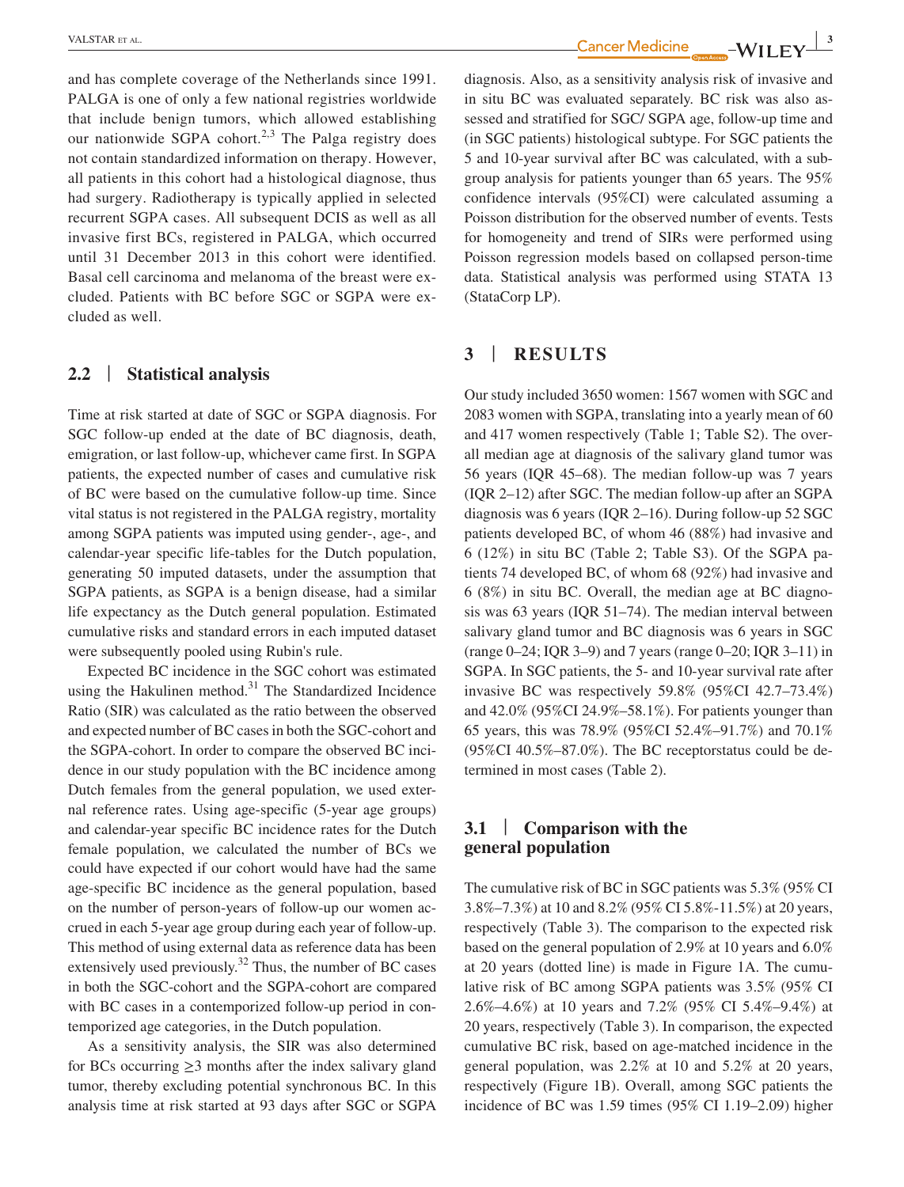and has complete coverage of the Netherlands since 1991. PALGA is one of only a few national registries worldwide that include benign tumors, which allowed establishing our nationwide SGPA cohort.[2,3] The Palga registry does not contain standardized information on therapy. However, all patients in this cohort had a histological diagnose, thus had surgery. Radiotherapy is typically applied in selected recurrent SGPA cases. All subsequent DCIS as well as all invasive first BCs, registered in PALGA, which occurred until 31 December 2013 in this cohort were identified. Basal cell carcinoma and melanoma of the breast were excluded. Patients with BC before SGC or SGPA were excluded as well.

### 2.2 | Statistical analysis

Time at risk started at date of SGC or SGPA diagnosis. For SGC follow-up ended at the date of BC diagnosis, death, emigration, or last follow-up, whichever came first. In SGPA patients, the expected number of cases and cumulative risk of BC were based on the cumulative follow-up time. Since vital status is not registered in the PALGA registry, mortality among SGPA patients was imputed using gender-, age-, and calendar-year specific life-tables for the Dutch population, generating 50 imputed datasets, under the assumption that SGPA patients, as SGPA is a benign disease, had a similar life expectancy as the Dutch general population. Estimated cumulative risks and standard errors in each imputed dataset were subsequently pooled using Rubin's rule.

Expected BC incidence in the SGC cohort was estimated using the Hakulinen method.[31] The Standardized Incidence Ratio (SIR) was calculated as the ratio between the observed and expected number of BC cases in both the SGC-cohort and the SGPA-cohort. In order to compare the observed BC incidence in our study population with the BC incidence among Dutch females from the general population, we used external reference rates. Using age-specific (5-year age groups) and calendar-year specific BC incidence rates for the Dutch female population, we calculated the number of BCs we could have expected if our cohort would have had the same age-specific BC incidence as the general population, based on the number of person-years of follow-up our women accrued in each 5-year age group during each year of follow-up. This method of using external data as reference data has been extensively used previously.[32] Thus, the number of BC cases in both the SGC-cohort and the SGPA-cohort are compared with BC cases in a contemporized follow-up period in contemporized age categories, in the Dutch population.

As a sensitivity analysis, the SIR was also determined for BCs occurring ≥3 months after the index salivary gland tumor, thereby excluding potential synchronous BC. In this analysis time at risk started at 93 days after SGC or SGPA diagnosis. Also, as a sensitivity analysis risk of invasive and in situ BC was evaluated separately. BC risk was also assessed and stratified for SGC/ SGPA age, follow-up time and (in SGC patients) histological subtype. For SGC patients the 5 and 10-year survival after BC was calculated, with a subgroup analysis for patients younger than 65 years. The 95% confidence intervals (95%CI) were calculated assuming a Poisson distribution for the observed number of events. Tests for homogeneity and trend of SIRs were performed using Poisson regression models based on collapsed person-time data. Statistical analysis was performed using STATA 13 (StataCorp LP).

## 3 | RESULTS

Our study included 3650 women: 1567 women with SGC and 2083 women with SGPA, translating into a yearly mean of 60 and 417 women respectively (Table 1; Table S2). The overall median age at diagnosis of the salivary gland tumor was 56 years (IQR 45–68). The median follow-up was 7 years (IQR 2–12) after SGC. The median follow-up after an SGPA diagnosis was 6 years (IQR 2–16). During follow-up 52 SGC patients developed BC, of whom 46 (88%) had invasive and 6 (12%) in situ BC (Table 2; Table S3). Of the SGPA patients 74 developed BC, of whom 68 (92%) had invasive and 6 (8%) in situ BC. Overall, the median age at BC diagnosis was 63 years (IQR 51–74). The median interval between salivary gland tumor and BC diagnosis was 6 years in SGC (range 0–24; IQR 3–9) and 7 years (range 0–20; IQR 3–11) in SGPA. In SGC patients, the 5- and 10-year survival rate after invasive BC was respectively 59.8% (95%CI 42.7–73.4%) and 42.0% (95%CI 24.9%–58.1%). For patients younger than 65 years, this was 78.9% (95%CI 52.4%–91.7%) and 70.1% (95%CI 40.5%–87.0%). The BC receptorstatus could be determined in most cases (Table 2).

### 3.1 | Comparison with the general population

The cumulative risk of BC in SGC patients was 5.3% (95% CI 3.8%–7.3%) at 10 and 8.2% (95% CI 5.8%-11.5%) at 20 years, respectively (Table 3). The comparison to the expected risk based on the general population of 2.9% at 10 years and 6.0% at 20 years (dotted line) is made in Figure 1A. The cumulative risk of BC among SGPA patients was 3.5% (95% CI 2.6%–4.6%) at 10 years and 7.2% (95% CI 5.4%–9.4%) at 20 years, respectively (Table 3). In comparison, the expected cumulative BC risk, based on age-matched incidence in the general population, was 2.2% at 10 and 5.2% at 20 years, respectively (Figure 1B). Overall, among SGC patients the incidence of BC was 1.59 times (95% CI 1.19–2.09) higher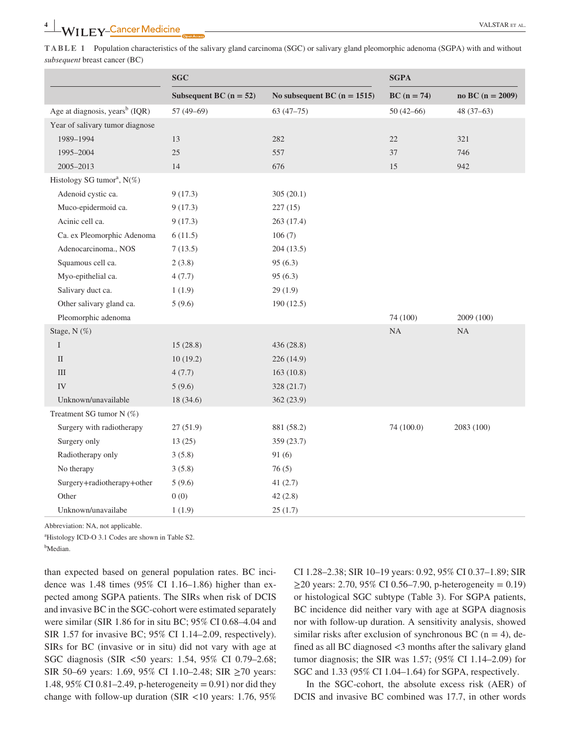**TABLE 1** Population characteristics of the salivary gland carcinoma (SGC) or salivary gland pleomorphic adenoma (SGPA) with and without *subsequent* breast cancer (BC)

| | SGC | | SGPA | |
|---|---|---|---|---|
| | Subsequent BC (n = 52) | No subsequent BC (n = 1515) | BC (n = 74) | no BC (n = 2009) |
| Age at diagnosis, years[b] (IQR) | 57 (49–69) | 63 (47–75) | 50 (42–66) | 48 (37–63) |
| Year of salivary tumor diagnose | | | | |
| 1989–1994 | 13 | 282 | 22 | 321 |
| 1995–2004 | 25 | 557 | 37 | 746 |
| 2005–2013 | 14 | 676 | 15 | 942 |
| Histology SG tumor[a], N(%) | | | | |
| Adenoid cystic ca. | 9 (17.3) | 305 (20.1) | | |
| Muco-epidermoid ca. | 9 (17.3) | 227 (15) | | |
| Acinic cell ca. | 9 (17.3) | 263 (17.4) | | |
| Ca. ex Pleomorphic Adenoma | 6 (11.5) | 106 (7) | | |
| Adenocarcinoma., NOS | 7 (13.5) | 204 (13.5) | | |
| Squamous cell ca. | 2 (3.8) | 95 (6.3) | | |
| Myo-epithelial ca. | 4 (7.7) | 95 (6.3) | | |
| Salivary duct ca. | 1 (1.9) | 29 (1.9) | | |
| Other salivary gland ca. | 5 (9.6) | 190 (12.5) | | |
| Pleomorphic adenoma | | | 74 (100) | 2009 (100) |
| Stage, N (%) | | | NA | NA |
| I | 15 (28.8) | 436 (28.8) | | |
| II | 10 (19.2) | 226 (14.9) | | |
| III | 4 (7.7) | 163 (10.8) | | |
| IV | 5 (9.6) | 328 (21.7) | | |
| Unknown/unavailable | 18 (34.6) | 362 (23.9) | | |
| Treatment SG tumor N (%) | | | | |
| Surgery with radiotherapy | 27 (51.9) | 881 (58.2) | 74 (100.0) | 2083 (100) |
| Surgery only | 13 (25) | 359 (23.7) | | |
| Radiotherapy only | 3 (5.8) | 91 (6) | | |
| No therapy | 3 (5.8) | 76 (5) | | |
| Surgery+radiotherapy+other | 5 (9.6) | 41 (2.7) | | |
| Other | 0 (0) | 42 (2.8) | | |
| Unknown/unavailabe | 1 (1.9) | 25 (1.7) | | |

Abbreviation: NA, not applicable.

[a]Histology ICD-O 3.1 Codes are shown in Table S2.

[b]Median.

than expected based on general population rates. BC incidence was 1.48 times (95% CI 1.16–1.86) higher than expected among SGPA patients. The SIRs when risk of DCIS and invasive BC in the SGC-cohort were estimated separately were similar (SIR 1.86 for in situ BC; 95% CI 0.68–4.04 and SIR 1.57 for invasive BC; 95% CI 1.14–2.09, respectively). SIRs for BC (invasive or in situ) did not vary with age at SGC diagnosis (SIR <50 years: 1.54, 95% CI 0.79–2.68; SIR 50–69 years: 1.69, 95% CI 1.10–2.48; SIR ≥70 years: 1.48, 95% CI 0.81–2.49, p-heterogeneity = 0.91) nor did they change with follow-up duration (SIR <10 years: 1.76, 95% CI 1.28–2.38; SIR 10–19 years: 0.92, 95% CI 0.37–1.89; SIR ≥20 years: 2.70, 95% CI 0.56–7.90, p-heterogeneity = 0.19) or histological SGC subtype (Table 3). For SGPA patients, BC incidence did neither vary with age at SGPA diagnosis nor with follow-up duration. A sensitivity analysis, showed similar risks after exclusion of synchronous BC (n = 4), defined as all BC diagnosed <3 months after the salivary gland tumor diagnosis; the SIR was 1.57; (95% CI 1.14–2.09) for SGC and 1.33 (95% CI 1.04–1.64) for SGPA, respectively.

In the SGC-cohort, the absolute excess risk (AER) of DCIS and invasive BC combined was 17.7, in other words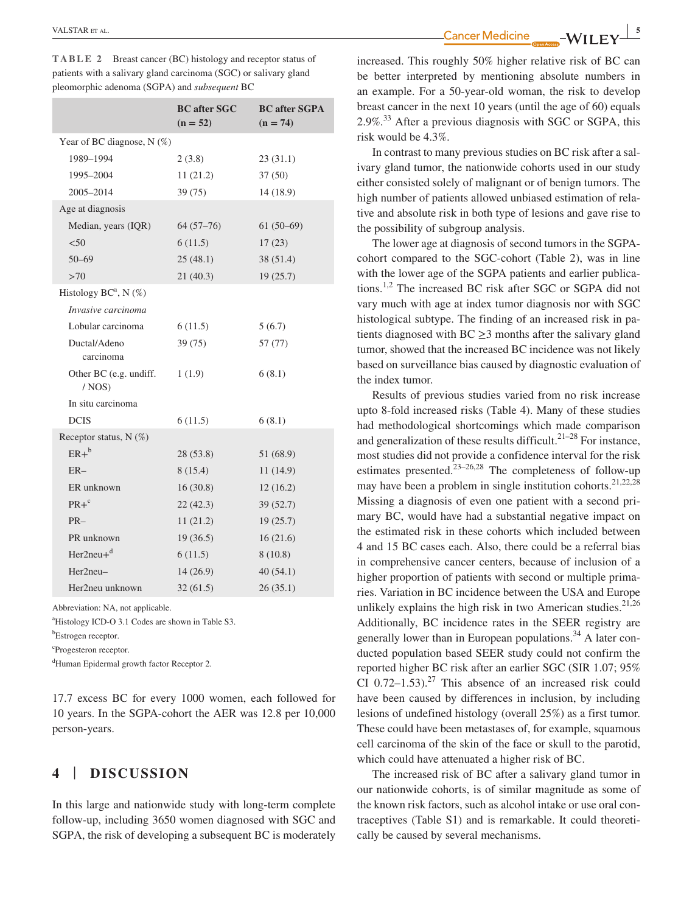**TABLE 2** Breast cancer (BC) histology and receptor status of patients with a salivary gland carcinoma (SGC) or salivary gland pleomorphic adenoma (SGPA) and *subsequent* BC

| | BC after SGC (n = 52) | BC after SGPA (n = 74) |
|---|---|---|
| Year of BC diagnose, N (%) | | |
| 1989–1994 | 2 (3.8) | 23 (31.1) |
| 1995–2004 | 11 (21.2) | 37 (50) |
| 2005–2014 | 39 (75) | 14 (18.9) |
| Age at diagnosis | | |
| Median, years (IQR) | 64 (57–76) | 61 (50–69) |
| <50 | 6 (11.5) | 17 (23) |
| 50–69 | 25 (48.1) | 38 (51.4) |
| >70 | 21 (40.3) | 19 (25.7) |
| Histology BC[a], N (%) | | |
| *Invasive carcinoma* | | |
| Lobular carcinoma | 6 (11.5) | 5 (6.7) |
| Ductal/Adeno carcinoma | 39 (75) | 57 (77) |
| Other BC (e.g. undiff. / NOS) | 1 (1.9) | 6 (8.1) |
| In situ carcinoma | | |
| DCIS | 6 (11.5) | 6 (8.1) |
| Receptor status, N (%) | | |
| ER+[b] | 28 (53.8) | 51 (68.9) |
| ER– | 8 (15.4) | 11 (14.9) |
| ER unknown | 16 (30.8) | 12 (16.2) |
| PR+[c] | 22 (42.3) | 39 (52.7) |
| PR– | 11 (21.2) | 19 (25.7) |
| PR unknown | 19 (36.5) | 16 (21.6) |
| Her2neu+[d] | 6 (11.5) | 8 (10.8) |
| Her2neu– | 14 (26.9) | 40 (54.1) |
| Her2neu unknown | 32 (61.5) | 26 (35.1) |

Abbreviation: NA, not applicable.

[a]Histology ICD-O 3.1 Codes are shown in Table S3.

[b]Estrogen receptor.

[c]Progesteron receptor.

[d]Human Epidermal growth factor Receptor 2.

17.7 excess BC for every 1000 women, each followed for 10 years. In the SGPA-cohort the AER was 12.8 per 10,000 person-years.

## 4 | DISCUSSION

In this large and nationwide study with long-term complete follow-up, including 3650 women diagnosed with SGC and SGPA, the risk of developing a subsequent BC is moderately increased. This roughly 50% higher relative risk of BC can be better interpreted by mentioning absolute numbers in an example. For a 50-year-old woman, the risk to develop breast cancer in the next 10 years (until the age of 60) equals 2.9%.[33] After a previous diagnosis with SGC or SGPA, this risk would be 4.3%.

In contrast to many previous studies on BC risk after a salivary gland tumor, the nationwide cohorts used in our study either consisted solely of malignant or of benign tumors. The high number of patients allowed unbiased estimation of relative and absolute risk in both type of lesions and gave rise to the possibility of subgroup analysis.

The lower age at diagnosis of second tumors in the SGPA-cohort compared to the SGC-cohort (Table 2), was in line with the lower age of the SGPA patients and earlier publications.[1,2] The increased BC risk after SGC or SGPA did not vary much with age at index tumor diagnosis nor with SGC histological subtype. The finding of an increased risk in patients diagnosed with BC ≥3 months after the salivary gland tumor, showed that the increased BC incidence was not likely based on surveillance bias caused by diagnostic evaluation of the index tumor.

Results of previous studies varied from no risk increase upto 8-fold increased risks (Table 4). Many of these studies had methodological shortcomings which made comparison and generalization of these results difficult.[21–28] For instance, most studies did not provide a confidence interval for the risk estimates presented.[23–26,28] The completeness of follow-up may have been a problem in single institution cohorts.[21,22,28] Missing a diagnosis of even one patient with a second primary BC, would have had a substantial negative impact on the estimated risk in these cohorts which included between 4 and 15 BC cases each. Also, there could be a referral bias in comprehensive cancer centers, because of inclusion of a higher proportion of patients with second or multiple primaries. Variation in BC incidence between the USA and Europe unlikely explains the high risk in two American studies.[21,26] Additionally, BC incidence rates in the SEER registry are generally lower than in European populations.[34] A later conducted population based SEER study could not confirm the reported higher BC risk after an earlier SGC (SIR 1.07; 95% CI 0.72–1.53).[27] This absence of an increased risk could have been caused by differences in inclusion, by including lesions of undefined histology (overall 25%) as a first tumor. These could have been metastases of, for example, squamous cell carcinoma of the skin of the face or skull to the parotid, which could have attenuated a higher risk of BC.

The increased risk of BC after a salivary gland tumor in our nationwide cohorts, is of similar magnitude as some of the known risk factors, such as alcohol intake or use oral contraceptives (Table S1) and is remarkable. It could theoretically be caused by several mechanisms.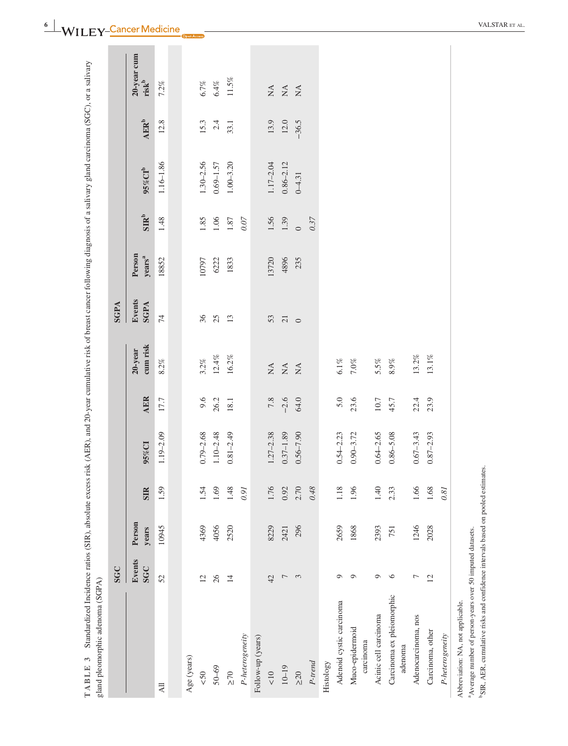**TABLE 3** Standardized Incidence ratios (SIR), absolute excess risk (AER), and 20-year cumulative risk of breast cancer following diagnosis of a salivary gland carcinoma (SGC), or a salivary gland pleomorphic adenoma (SGPA)

| | SGC | | | | | | SGPA | | | | | |
|---|---|---|---|---|---|---|---|---|---|---|---|---|
| | Events SGC | Person years | SIR | 95%CI | AER | 20-year cum risk | Events SGPA | Person years[a] | SIR[b] | 95%CI[b] | AER[b] | 20-year cum risk[b] |
| All | 52 | 10945 | 1.59 | 1.19–2.09 | 17.7 | 8.2% | 74 | 18852 | 1.48 | 1.16–1.86 | 12.8 | 7.2% |
| Age (years) | | | | | | | | | | | | |
| <50 | 12 | 4369 | 1.54 | 0.79–2.68 | 9.6 | 3.2% | 36 | 10797 | 1.85 | 1.30–2.56 | 15.3 | 6.7% |
| 50–69 | 26 | 4056 | 1.69 | 1.10–2.48 | 26.2 | 12.4% | 25 | 6222 | 1.06 | 0.69–1.57 | 2.4 | 6.4% |
| ≥70 | 14 | 2520 | 1.48 | 0.81–2.49 | 18.1 | 16.2% | 13 | 1833 | 1.87 | 1.00–3.20 | 33.1 | 11.5% |
| *P-heterogeneity* | | | *0.91* | | | | | | *0.07* | | | |
| Follow-up (years) | | | | | | | | | | | | |
| <10 | 42 | 8229 | 1.76 | 1.27–2.38 | 7.8 | NA | 53 | 13720 | 1.56 | 1.17–2.04 | 13.9 | NA |
| 10–19 | 7 | 2421 | 0.92 | 0.37–1.89 | −2.6 | NA | 21 | 4896 | 1.39 | 0.86–2.12 | 12.0 | NA |
| ≥20 | 3 | 296 | 2.70 | 0.56–7.90 | 64.0 | NA | 0 | 235 | 0 | 0–4.31 | −36.5 | NA |
| *P-trend* | | | *0.48* | | | | | | *0.37* | | | |
| Histology | | | | | | | | | | | | |
| Adenoid cystic carcinoma | 9 | 2659 | 1.18 | 0.54–2.23 | 5.0 | 6.1% | | | | | | |
| Muco-epidermoid carcinoma | 9 | 1868 | 1.96 | 0.90–3.72 | 23.6 | 7.0% | | | | | | |
| Acinic cell carcinoma | 9 | 2393 | 1.40 | 0.64–2.65 | 10.7 | 5.5% | | | | | | |
| Carcinoma ex pleiomorphic adenoma | 6 | 751 | 2.33 | 0.86–5.08 | 45.7 | 8.9% | | | | | | |
| Adenocarcinoma, nos | 7 | 1246 | 1.66 | 0.67–3.43 | 22.4 | 13.2% | | | | | | |
| Carcinoma, other | 12 | 2028 | 1.68 | 0.87–2.93 | 23.9 | 13.1% | | | | | | |
| *P-heterogeneity* | | | *0.81* | | | | | | | | | |

Abbreviation: NA, not applicable.

[a]Average number of person-years over 50 imputed datasets.

[b]SIR, AER, cumulative risks and confidence intervals based on pooled estimates.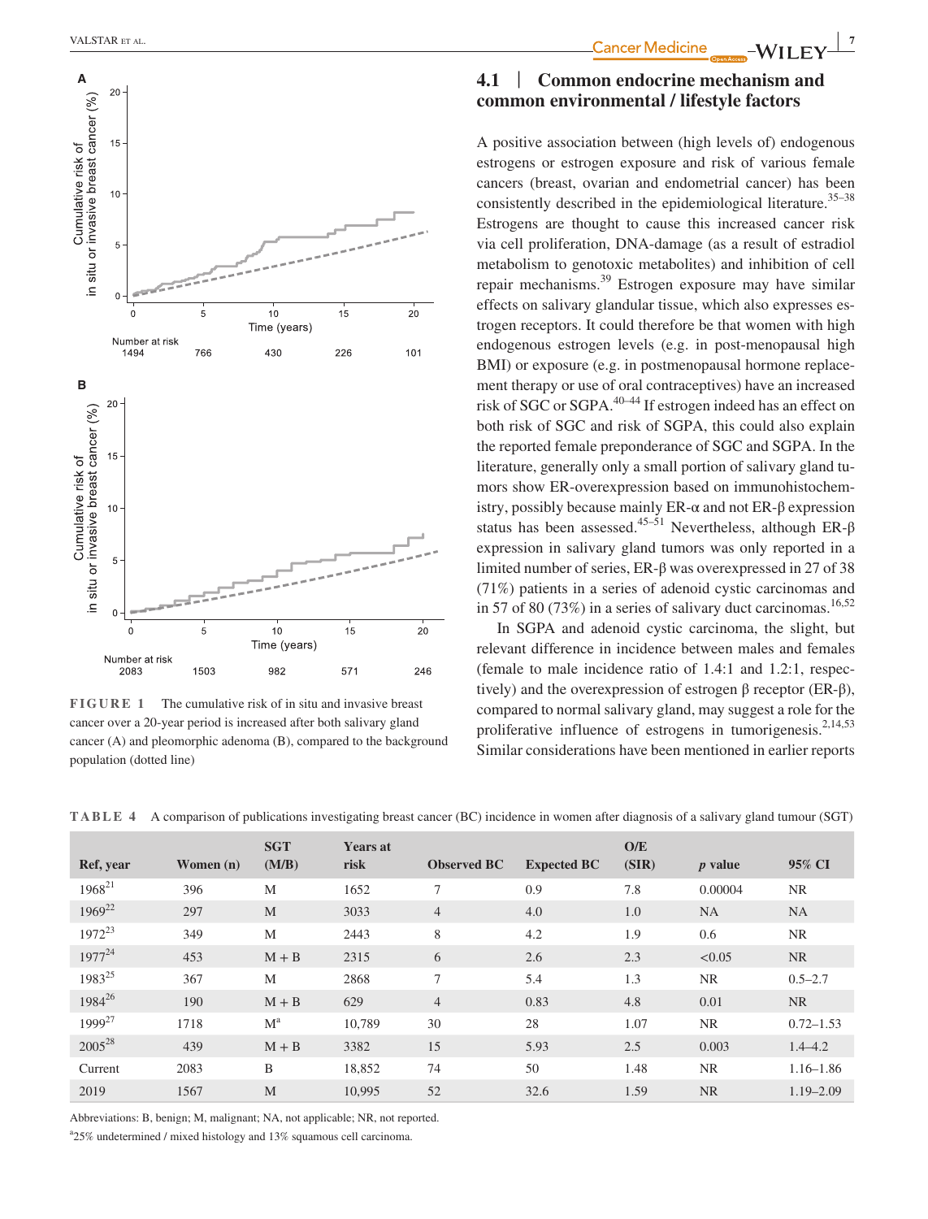**FIGURE 1** The cumulative risk of in situ and invasive breast cancer over a 20-year period is increased after both salivary gland cancer (A) and pleomorphic adenoma (B), compared to the background population (dotted line)

### 4.1 | Common endocrine mechanism and common environmental / lifestyle factors

A positive association between (high levels of) endogenous estrogens or estrogen exposure and risk of various female cancers (breast, ovarian and endometrial cancer) has been consistently described in the epidemiological literature.[35–38] Estrogens are thought to cause this increased cancer risk via cell proliferation, DNA-damage (as a result of estradiol metabolism to genotoxic metabolites) and inhibition of cell repair mechanisms.[39] Estrogen exposure may have similar effects on salivary glandular tissue, which also expresses estrogen receptors. It could therefore be that women with high endogenous estrogen levels (e.g. in post-menopausal high BMI) or exposure (e.g. in postmenopausal hormone replacement therapy or use of oral contraceptives) have an increased risk of SGC or SGPA.[40–44] If estrogen indeed has an effect on both risk of SGC and risk of SGPA, this could also explain the reported female preponderance of SGC and SGPA. In the literature, generally only a small portion of salivary gland tumors show ER-overexpression based on immunohistochemistry, possibly because mainly ER-α and not ER-β expression status has been assessed.[45–51] Nevertheless, although ER-β expression in salivary gland tumors was only reported in a limited number of series, ER-β was overexpressed in 27 of 38 (71%) patients in a series of adenoid cystic carcinomas and in 57 of 80 (73%) in a series of salivary duct carcinomas.[16,52]

In SGPA and adenoid cystic carcinoma, the slight, but relevant difference in incidence between males and females (female to male incidence ratio of 1.4:1 and 1.2:1, respectively) and the overexpression of estrogen β receptor (ER-β), compared to normal salivary gland, may suggest a role for the proliferative influence of estrogens in tumorigenesis.[2,14,53] Similar considerations have been mentioned in earlier reports

**TABLE 4** A comparison of publications investigating breast cancer (BC) incidence in women after diagnosis of a salivary gland tumour (SGT)

| Ref, year | Women (n) | SGT (M/B) | Years at risk | Observed BC | Expected BC | O/E (SIR) | *p* value | 95% CI |
|---|---|---|---|---|---|---|---|---|
| 1968[21] | 396 | M | 1652 | 7 | 0.9 | 7.8 | 0.00004 | NR |
| 1969[22] | 297 | M | 3033 | 4 | 4.0 | 1.0 | NA | NA |
| 1972[23] | 349 | M | 2443 | 8 | 4.2 | 1.9 | 0.6 | NR |
| 1977[24] | 453 | M + B | 2315 | 6 | 2.6 | 2.3 | <0.05 | NR |
| 1983[25] | 367 | M | 2868 | 7 | 5.4 | 1.3 | NR | 0.5–2.7 |
| 1984[26] | 190 | M + B | 629 | 4 | 0.83 | 4.8 | 0.01 | NR |
| 1999[27] | 1718 | M[a] | 10,789 | 30 | 28 | 1.07 | NR | 0.72–1.53 |
| 2005[28] | 439 | M + B | 3382 | 15 | 5.93 | 2.5 | 0.003 | 1.4–4.2 |
| Current | 2083 | B | 18,852 | 74 | 50 | 1.48 | NR | 1.16–1.86 |
| 2019 | 1567 | M | 10,995 | 52 | 32.6 | 1.59 | NR | 1.19–2.09 |

Abbreviations: B, benign; M, malignant; NA, not applicable; NR, not reported.

[a]25% undetermined / mixed histology and 13% squamous cell carcinoma.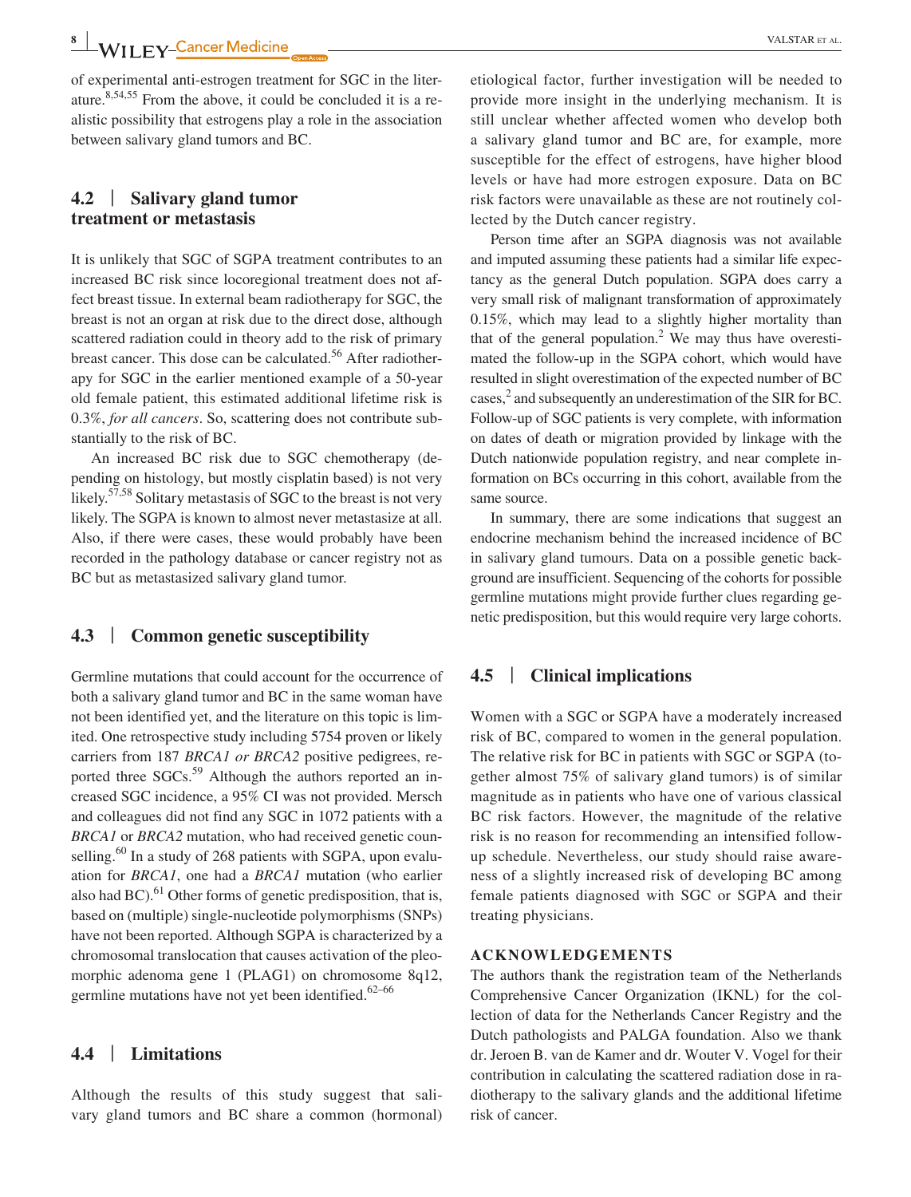of experimental anti-estrogen treatment for SGC in the literature.[8,54,55] From the above, it could be concluded it is a realistic possibility that estrogens play a role in the association between salivary gland tumors and BC.

## 4.2 | Salivary gland tumor treatment or metastasis

It is unlikely that SGC of SGPA treatment contributes to an increased BC risk since locoregional treatment does not affect breast tissue. In external beam radiotherapy for SGC, the breast is not an organ at risk due to the direct dose, although scattered radiation could in theory add to the risk of primary breast cancer. This dose can be calculated.[56] After radiotherapy for SGC in the earlier mentioned example of a 50-year old female patient, this estimated additional lifetime risk is 0.3%, *for all cancers*. So, scattering does not contribute substantially to the risk of BC.

An increased BC risk due to SGC chemotherapy (depending on histology, but mostly cisplatin based) is not very likely.[57,58] Solitary metastasis of SGC to the breast is not very likely. The SGPA is known to almost never metastasize at all. Also, if there were cases, these would probably have been recorded in the pathology database or cancer registry not as BC but as metastasized salivary gland tumor.

## 4.3 | Common genetic susceptibility

Germline mutations that could account for the occurrence of both a salivary gland tumor and BC in the same woman have not been identified yet, and the literature on this topic is limited. One retrospective study including 5754 proven or likely carriers from 187 *BRCA1 or BRCA2* positive pedigrees, reported three SGCs.[59] Although the authors reported an increased SGC incidence, a 95% CI was not provided. Mersch and colleagues did not find any SGC in 1072 patients with a *BRCA1* or *BRCA2* mutation, who had received genetic counselling.[60] In a study of 268 patients with SGPA, upon evaluation for *BRCA1*, one had a *BRCA1* mutation (who earlier also had BC).[61] Other forms of genetic predisposition, that is, based on (multiple) single-nucleotide polymorphisms (SNPs) have not been reported. Although SGPA is characterized by a chromosomal translocation that causes activation of the pleomorphic adenoma gene 1 (PLAG1) on chromosome 8q12, germline mutations have not yet been identified.[62–66]

## 4.4 | Limitations

Although the results of this study suggest that salivary gland tumors and BC share a common (hormonal) etiological factor, further investigation will be needed to provide more insight in the underlying mechanism. It is still unclear whether affected women who develop both a salivary gland tumor and BC are, for example, more susceptible for the effect of estrogens, have higher blood levels or have had more estrogen exposure. Data on BC risk factors were unavailable as these are not routinely collected by the Dutch cancer registry.

Person time after an SGPA diagnosis was not available and imputed assuming these patients had a similar life expectancy as the general Dutch population. SGPA does carry a very small risk of malignant transformation of approximately 0.15%, which may lead to a slightly higher mortality than that of the general population.[2] We may thus have overestimated the follow-up in the SGPA cohort, which would have resulted in slight overestimation of the expected number of BC cases,[2] and subsequently an underestimation of the SIR for BC. Follow-up of SGC patients is very complete, with information on dates of death or migration provided by linkage with the Dutch nationwide population registry, and near complete information on BCs occurring in this cohort, available from the same source.

In summary, there are some indications that suggest an endocrine mechanism behind the increased incidence of BC in salivary gland tumours. Data on a possible genetic background are insufficient. Sequencing of the cohorts for possible germline mutations might provide further clues regarding genetic predisposition, but this would require very large cohorts.

## 4.5 | Clinical implications

Women with a SGC or SGPA have a moderately increased risk of BC, compared to women in the general population. The relative risk for BC in patients with SGC or SGPA (together almost 75% of salivary gland tumors) is of similar magnitude as in patients who have one of various classical BC risk factors. However, the magnitude of the relative risk is no reason for recommending an intensified follow-up schedule. Nevertheless, our study should raise awareness of a slightly increased risk of developing BC among female patients diagnosed with SGC or SGPA and their treating physicians.

### ACKNOWLEDGEMENTS

The authors thank the registration team of the Netherlands Comprehensive Cancer Organization (IKNL) for the collection of data for the Netherlands Cancer Registry and the Dutch pathologists and PALGA foundation. Also we thank dr. Jeroen B. van de Kamer and dr. Wouter V. Vogel for their contribution in calculating the scattered radiation dose in radiotherapy to the salivary glands and the additional lifetime risk of cancer.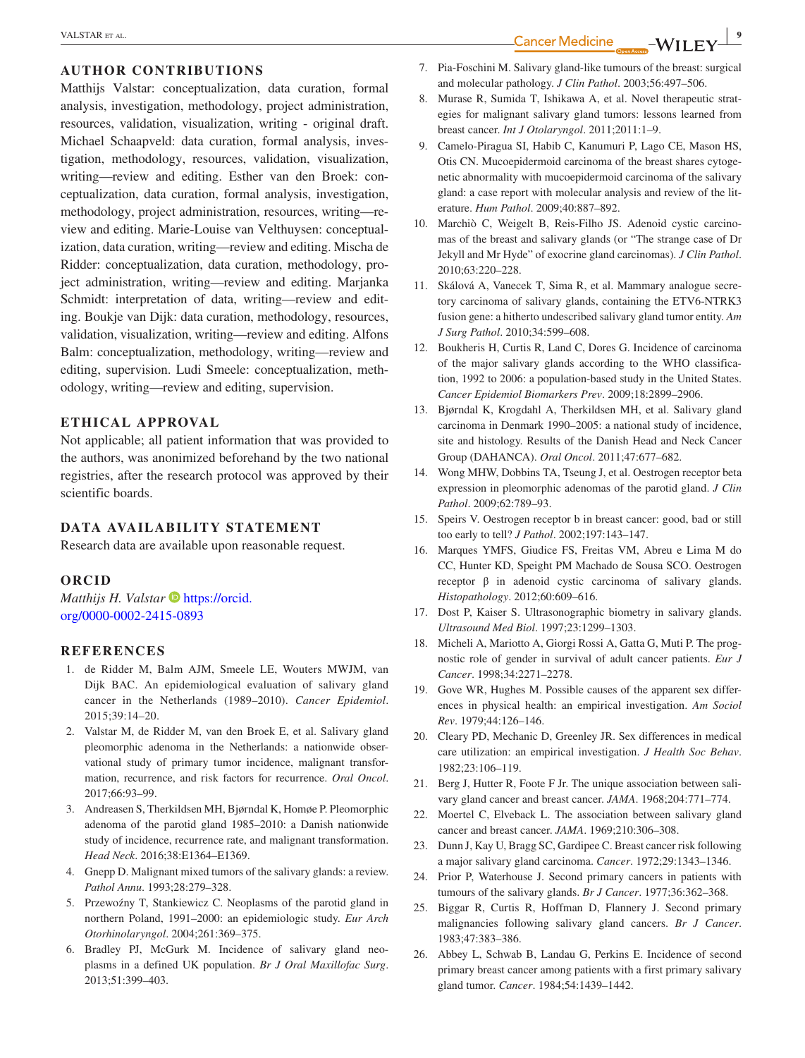## AUTHOR CONTRIBUTIONS

Matthijs Valstar: conceptualization, data curation, formal analysis, investigation, methodology, project administration, resources, validation, visualization, writing - original draft. Michael Schaapveld: data curation, formal analysis, investigation, methodology, resources, validation, visualization, writing—review and editing. Esther van den Broek: conceptualization, data curation, formal analysis, investigation, methodology, project administration, resources, writing—review and editing. Marie-Louise van Velthuysen: conceptualization, data curation, writing—review and editing. Mischa de Ridder: conceptualization, data curation, methodology, project administration, writing—review and editing. Marjanka Schmidt: interpretation of data, writing—review and editing. Boukje van Dijk: data curation, methodology, resources, validation, visualization, writing—review and editing. Alfons Balm: conceptualization, methodology, writing—review and editing, supervision. Ludi Smeele: conceptualization, methodology, writing—review and editing, supervision.

## ETHICAL APPROVAL

Not applicable; all patient information that was provided to the authors, was anonimized beforehand by the two national registries, after the research protocol was approved by their scientific boards.

## DATA AVAILABILITY STATEMENT

Research data are available upon reasonable request.

## ORCID

*Matthijs H. Valstar* https://orcid.org/0000-0002-2415-0893

## REFERENCES

1. de Ridder M, Balm AJM, Smeele LE, Wouters MWJM, van Dijk BAC. An epidemiological evaluation of salivary gland cancer in the Netherlands (1989–2010). *Cancer Epidemiol*. 2015;39:14–20.
2. Valstar M, de Ridder M, van den Broek E, et al. Salivary gland pleomorphic adenoma in the Netherlands: a nationwide observational study of primary tumor incidence, malignant transformation, recurrence, and risk factors for recurrence. *Oral Oncol*. 2017;66:93–99.
3. Andreasen S, Therkildsen MH, Bjørndal K, Homøe P. Pleomorphic adenoma of the parotid gland 1985–2010: a Danish nationwide study of incidence, recurrence rate, and malignant transformation. *Head Neck*. 2016;38:E1364–E1369.
4. Gnepp D. Malignant mixed tumors of the salivary glands: a review. *Pathol Annu*. 1993;28:279–328.
5. Przewoźny T, Stankiewicz C. Neoplasms of the parotid gland in northern Poland, 1991–2000: an epidemiologic study. *Eur Arch Otorhinolaryngol*. 2004;261:369–375.
6. Bradley PJ, McGurk M. Incidence of salivary gland neoplasms in a defined UK population. *Br J Oral Maxillofac Surg*. 2013;51:399–403.
7. Pia-Foschini M. Salivary gland-like tumours of the breast: surgical and molecular pathology. *J Clin Pathol*. 2003;56:497–506.
8. Murase R, Sumida T, Ishikawa A, et al. Novel therapeutic strategies for malignant salivary gland tumors: lessons learned from breast cancer. *Int J Otolaryngol*. 2011;2011:1–9.
9. Camelo-Piragua SI, Habib C, Kanumuri P, Lago CE, Mason HS, Otis CN. Mucoepidermoid carcinoma of the breast shares cytogenetic abnormality with mucoepidermoid carcinoma of the salivary gland: a case report with molecular analysis and review of the literature. *Hum Pathol*. 2009;40:887–892.
10. Marchiò C, Weigelt B, Reis-Filho JS. Adenoid cystic carcinomas of the breast and salivary glands (or "The strange case of Dr Jekyll and Mr Hyde" of exocrine gland carcinomas). *J Clin Pathol*. 2010;63:220–228.
11. Skálová A, Vanecek T, Sima R, et al. Mammary analogue secretory carcinoma of salivary glands, containing the ETV6-NTRK3 fusion gene: a hitherto undescribed salivary gland tumor entity. *Am J Surg Pathol*. 2010;34:599–608.
12. Boukheris H, Curtis R, Land C, Dores G. Incidence of carcinoma of the major salivary glands according to the WHO classification, 1992 to 2006: a population-based study in the United States. *Cancer Epidemiol Biomarkers Prev*. 2009;18:2899–2906.
13. Bjørndal K, Krogdahl A, Therkildsen MH, et al. Salivary gland carcinoma in Denmark 1990–2005: a national study of incidence, site and histology. Results of the Danish Head and Neck Cancer Group (DAHANCA). *Oral Oncol*. 2011;47:677–682.
14. Wong MHW, Dobbins TA, Tseung J, et al. Oestrogen receptor beta expression in pleomorphic adenomas of the parotid gland. *J Clin Pathol*. 2009;62:789–93.
15. Speirs V. Oestrogen receptor b in breast cancer: good, bad or still too early to tell? *J Pathol*. 2002;197:143–147.
16. Marques YMFS, Giudice FS, Freitas VM, Abreu e Lima M do CC, Hunter KD, Speight PM Machado de Sousa SCO. Oestrogen receptor β in adenoid cystic carcinoma of salivary glands. *Histopathology*. 2012;60:609–616.
17. Dost P, Kaiser S. Ultrasonographic biometry in salivary glands. *Ultrasound Med Biol*. 1997;23:1299–1303.
18. Micheli A, Mariotto A, Giorgi Rossi A, Gatta G, Muti P. The prognostic role of gender in survival of adult cancer patients. *Eur J Cancer*. 1998;34:2271–2278.
19. Gove WR, Hughes M. Possible causes of the apparent sex differences in physical health: an empirical investigation. *Am Sociol Rev*. 1979;44:126–146.
20. Cleary PD, Mechanic D, Greenley JR. Sex differences in medical care utilization: an empirical investigation. *J Health Soc Behav*. 1982;23:106–119.
21. Berg J, Hutter R, Foote F Jr. The unique association between salivary gland cancer and breast cancer. *JAMA*. 1968;204:771–774.
22. Moertel C, Elveback L. The association between salivary gland cancer and breast cancer. *JAMA*. 1969;210:306–308.
23. Dunn J, Kay U, Bragg SC, Gardipee C. Breast cancer risk following a major salivary gland carcinoma. *Cancer*. 1972;29:1343–1346.
24. Prior P, Waterhouse J. Second primary cancers in patients with tumours of the salivary glands. *Br J Cancer*. 1977;36:362–368.
25. Biggar R, Curtis R, Hoffman D, Flannery J. Second primary malignancies following salivary gland cancers. *Br J Cancer*. 1983;47:383–386.
26. Abbey L, Schwab B, Landau G, Perkins E. Incidence of second primary breast cancer among patients with a first primary salivary gland tumor. *Cancer*. 1984;54:1439–1442.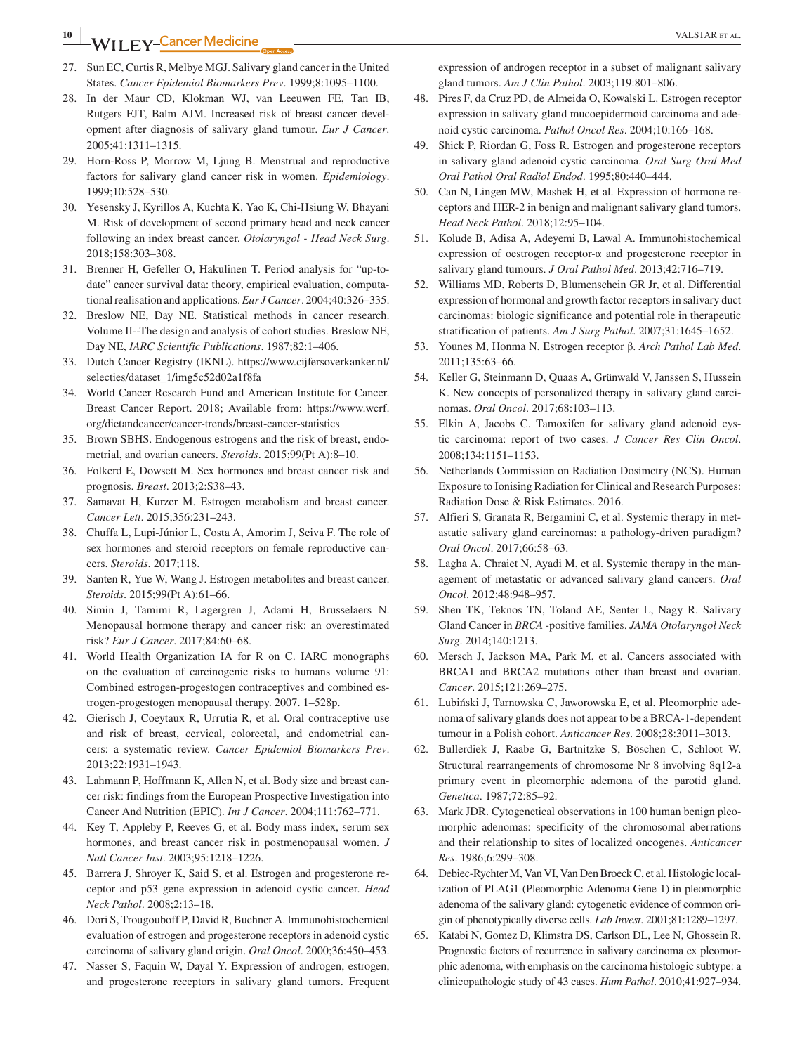27. Sun EC, Curtis R, Melbye MGJ. Salivary gland cancer in the United States. *Cancer Epidemiol Biomarkers Prev*. 1999;8:1095–1100.
28. In der Maur CD, Klokman WJ, van Leeuwen FE, Tan IB, Rutgers EJT, Balm AJM. Increased risk of breast cancer development after diagnosis of salivary gland tumour. *Eur J Cancer*. 2005;41:1311–1315.
29. Horn-Ross P, Morrow M, Ljung B. Menstrual and reproductive factors for salivary gland cancer risk in women. *Epidemiology*. 1999;10:528–530.
30. Yesensky J, Kyrillos A, Kuchta K, Yao K, Chi-Hsiung W, Bhayani M. Risk of development of second primary head and neck cancer following an index breast cancer. *Otolaryngol - Head Neck Surg*. 2018;158:303–308.
31. Brenner H, Gefeller O, Hakulinen T. Period analysis for "up-to-date" cancer survival data: theory, empirical evaluation, computational realisation and applications. *Eur J Cancer*. 2004;40:326–335.
32. Breslow NE, Day NE. Statistical methods in cancer research. Volume II--The design and analysis of cohort studies. Breslow NE, Day NE, *IARC Scientific Publications*. 1987;82:1–406.
33. Dutch Cancer Registry (IKNL). https://www.cijfersoverkanker.nl/selecties/dataset_1/img5c52d02a1f8fa
34. World Cancer Research Fund and American Institute for Cancer. Breast Cancer Report. 2018; Available from: https://www.wcrf.org/dietandcancer/cancer-trends/breast-cancer-statistics
35. Brown SBHS. Endogenous estrogens and the risk of breast, endometrial, and ovarian cancers. *Steroids*. 2015;99(Pt A):8–10.
36. Folkerd E, Dowsett M. Sex hormones and breast cancer risk and prognosis. *Breast*. 2013;2:S38–43.
37. Samavat H, Kurzer M. Estrogen metabolism and breast cancer. *Cancer Lett*. 2015;356:231–243.
38. Chuffa L, Lupi-Júnior L, Costa A, Amorim J, Seiva F. The role of sex hormones and steroid receptors on female reproductive cancers. *Steroids*. 2017;118.
39. Santen R, Yue W, Wang J. Estrogen metabolites and breast cancer. *Steroids*. 2015;99(Pt A):61–66.
40. Simin J, Tamimi R, Lagergren J, Adami H, Brusselaers N. Menopausal hormone therapy and cancer risk: an overestimated risk? *Eur J Cancer*. 2017;84:60–68.
41. World Health Organization IA for R on C. IARC monographs on the evaluation of carcinogenic risks to humans volume 91: Combined estrogen-progestogen contraceptives and combined estrogen-progestogen menopausal therapy. 2007. 1–528p.
42. Gierisch J, Coeytaux R, Urrutia R, et al. Oral contraceptive use and risk of breast, cervical, colorectal, and endometrial cancers: a systematic review. *Cancer Epidemiol Biomarkers Prev*. 2013;22:1931–1943.
43. Lahmann P, Hoffmann K, Allen N, et al. Body size and breast cancer risk: findings from the European Prospective Investigation into Cancer And Nutrition (EPIC). *Int J Cancer*. 2004;111:762–771.
44. Key T, Appleby P, Reeves G, et al. Body mass index, serum sex hormones, and breast cancer risk in postmenopausal women. *J Natl Cancer Inst*. 2003;95:1218–1226.
45. Barrera J, Shroyer K, Said S, et al. Estrogen and progesterone receptor and p53 gene expression in adenoid cystic cancer. *Head Neck Pathol*. 2008;2:13–18.
46. Dori S, Trougouboff P, David R, Buchner A. Immunohistochemical evaluation of estrogen and progesterone receptors in adenoid cystic carcinoma of salivary gland origin. *Oral Oncol*. 2000;36:450–453.
47. Nasser S, Faquin W, Dayal Y. Expression of androgen, estrogen, and progesterone receptors in salivary gland tumors. Frequent expression of androgen receptor in a subset of malignant salivary gland tumors. *Am J Clin Pathol*. 2003;119:801–806.
48. Pires F, da Cruz PD, de Almeida O, Kowalski L. Estrogen receptor expression in salivary gland mucoepidermoid carcinoma and adenoid cystic carcinoma. *Pathol Oncol Res*. 2004;10:166–168.
49. Shick P, Riordan G, Foss R. Estrogen and progesterone receptors in salivary gland adenoid cystic carcinoma. *Oral Surg Oral Med Oral Pathol Oral Radiol Endod*. 1995;80:440–444.
50. Can N, Lingen MW, Mashek H, et al. Expression of hormone receptors and HER-2 in benign and malignant salivary gland tumors. *Head Neck Pathol*. 2018;12:95–104.
51. Kolude B, Adisa A, Adeyemi B, Lawal A. Immunohistochemical expression of oestrogen receptor-α and progesterone receptor in salivary gland tumours. *J Oral Pathol Med*. 2013;42:716–719.
52. Williams MD, Roberts D, Blumenschein GR Jr, et al. Differential expression of hormonal and growth factor receptors in salivary duct carcinomas: biologic significance and potential role in therapeutic stratification of patients. *Am J Surg Pathol*. 2007;31:1645–1652.
53. Younes M, Honma N. Estrogen receptor β. *Arch Pathol Lab Med*. 2011;135:63–66.
54. Keller G, Steinmann D, Quaas A, Grünwald V, Janssen S, Hussein K. New concepts of personalized therapy in salivary gland carcinomas. *Oral Oncol*. 2017;68:103–113.
55. Elkin A, Jacobs C. Tamoxifen for salivary gland adenoid cystic carcinoma: report of two cases. *J Cancer Res Clin Oncol*. 2008;134:1151–1153.
56. Netherlands Commission on Radiation Dosimetry (NCS). Human Exposure to Ionising Radiation for Clinical and Research Purposes: Radiation Dose & Risk Estimates. 2016.
57. Alfieri S, Granata R, Bergamini C, et al. Systemic therapy in metastatic salivary gland carcinomas: a pathology-driven paradigm? *Oral Oncol*. 2017;66:58–63.
58. Lagha A, Chraiet N, Ayadi M, et al. Systemic therapy in the management of metastatic or advanced salivary gland cancers. *Oral Oncol*. 2012;48:948–957.
59. Shen TK, Teknos TN, Toland AE, Senter L, Nagy R. Salivary Gland Cancer in *BRCA* -positive families. *JAMA Otolaryngol Neck Surg*. 2014;140:1213.
60. Mersch J, Jackson MA, Park M, et al. Cancers associated with BRCA1 and BRCA2 mutations other than breast and ovarian. *Cancer*. 2015;121:269–275.
61. Lubiński J, Tarnowska C, Jaworowska E, et al. Pleomorphic adenoma of salivary glands does not appear to be a BRCA-1-dependent tumour in a Polish cohort. *Anticancer Res*. 2008;28:3011–3013.
62. Bullerdiek J, Raabe G, Bartnitzke S, Böschen C, Schloot W. Structural rearrangements of chromosome Nr 8 involving 8q12-a primary event in pleomorphic adenoma of the parotid gland. *Genetica*. 1987;72:85–92.
63. Mark JDR. Cytogenetical observations in 100 human benign pleomorphic adenomas: specificity of the chromosomal aberrations and their relationship to sites of localized oncogenes. *Anticancer Res*. 1986;6:299–308.
64. Debiec-Rychter M, Van VI, Van Den Broeck C, et al. Histologic localization of PLAG1 (Pleomorphic Adenoma Gene 1) in pleomorphic adenoma of the salivary gland: cytogenetic evidence of common origin of phenotypically diverse cells. *Lab Invest*. 2001;81:1289–1297.
65. Katabi N, Gomez D, Klimstra DS, Carlson DL, Lee N, Ghossein R. Prognostic factors of recurrence in salivary carcinoma ex pleomorphic adenoma, with emphasis on the carcinoma histologic subtype: a clinicopathologic study of 43 cases. *Hum Pathol*. 2010;41:927–934.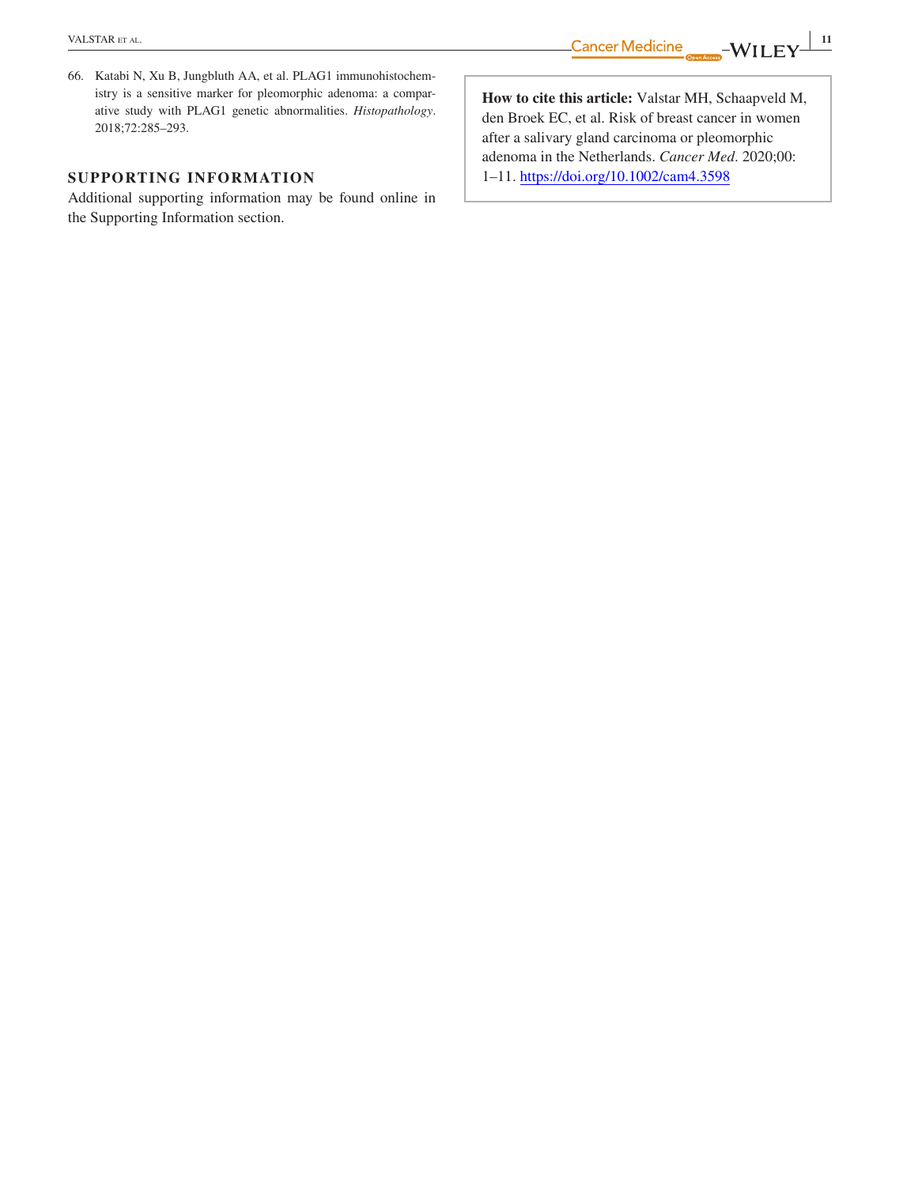66. Katabi N, Xu B, Jungbluth AA, et al. PLAG1 immunohistochemistry is a sensitive marker for pleomorphic adenoma: a comparative study with PLAG1 genetic abnormalities. *Histopathology*. 2018;72:285–293.

## SUPPORTING INFORMATION

Additional supporting information may be found online in the Supporting Information section.

**How to cite this article:** Valstar MH, Schaapveld M, den Broek EC, et al. Risk of breast cancer in women after a salivary gland carcinoma or pleomorphic adenoma in the Netherlands. *Cancer Med*. 2020;00:1–11. https://doi.org/10.1002/cam4.3598